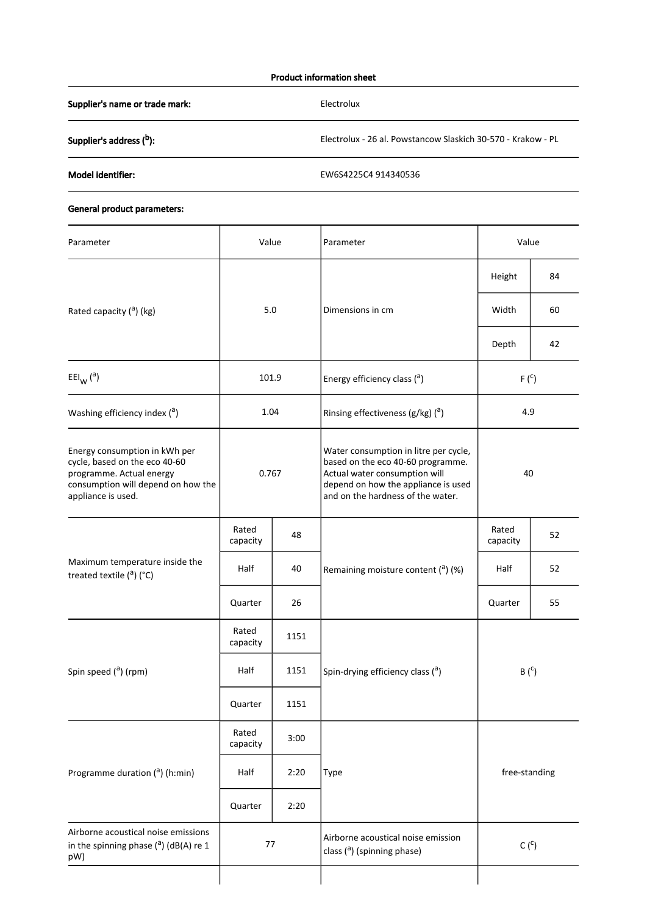**Product information sheet**

| | |
|---|---|
| **Supplier's name or trade mark:** | Electrolux |
| **Supplier's address ([b]):** | Electrolux - 26 al. Powstancow Slaskich 30-570 - Krakow - PL |
| **Model identifier:** | EW6S4225C4 914340536 |

**General product parameters:**

| Parameter | Value | | Parameter | Value | |
|---|---|---|---|---|---|
| Rated capacity ([a]) (kg) | 5.0 | | Dimensions in cm | Height | 84 |
| | | | | Width | 60 |
| | | | | Depth | 42 |
| $EEI_W$ ([a]) | 101.9 | | Energy efficiency class ([a]) | F ([c]) | |
| Washing efficiency index ([a]) | 1.04 | | Rinsing effectiveness (g/kg) ([a]) | 4.9 | |
| Energy consumption in kWh per cycle, based on the eco 40-60 programme. Actual energy consumption will depend on how the appliance is used. | 0.767 | | Water consumption in litre per cycle, based on the eco 40-60 programme. Actual water consumption will depend on how the appliance is used and on the hardness of the water. | 40 | |
| Maximum temperature inside the treated textile ([a]) (°C) | Rated capacity | 48 | Remaining moisture content ([a]) (%) | Rated capacity | 52 |
| | Half | 40 | | Half | 52 |
| | Quarter | 26 | | Quarter | 55 |
| Spin speed ([a]) (rpm) | Rated capacity | 1151 | Spin-drying efficiency class ([a]) | B ([c]) | |
| | Half | 1151 | | | |
| | Quarter | 1151 | | | |
| Programme duration ([a]) (h:min) | Rated capacity | 3:00 | Type | free-standing | |
| | Half | 2:20 | | | |
| | Quarter | 2:20 | | | |
| Airborne acoustical noise emissions in the spinning phase ([a]) (dB(A) re 1 pW) | 77 | | Airborne acoustical noise emission class ([a]) (spinning phase) | C ([c]) | |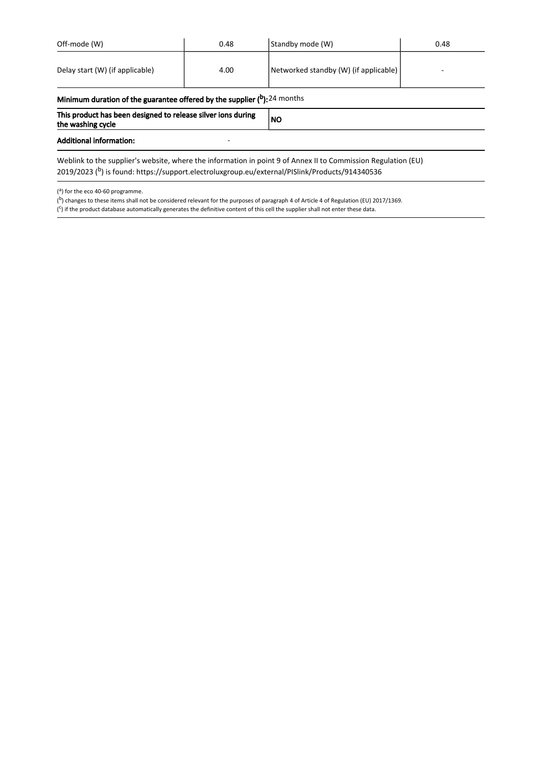| | | | |
|---|---|---|---|
| Off-mode (W) | 0.48 | Standby mode (W) | 0.48 |
| Delay start (W) (if applicable) | 4.00 | Networked standby (W) (if applicable) | - |

**Minimum duration of the guarantee offered by the supplier ([b]):** 24 months

| | |
|---|---|
| **This product has been designed to release silver ions during the washing cycle** | **NO** |
| **Additional information:** | - |

Weblink to the supplier's website, where the information in point 9 of Annex II to Commission Regulation (EU) 2019/2023 ([b]) is found: https://support.electroluxgroup.eu/external/PISlink/Products/914340536

([a]) for the eco 40-60 programme.
([b]) changes to these items shall not be considered relevant for the purposes of paragraph 4 of Article 4 of Regulation (EU) 2017/1369.
([c]) if the product database automatically generates the definitive content of this cell the supplier shall not enter these data.